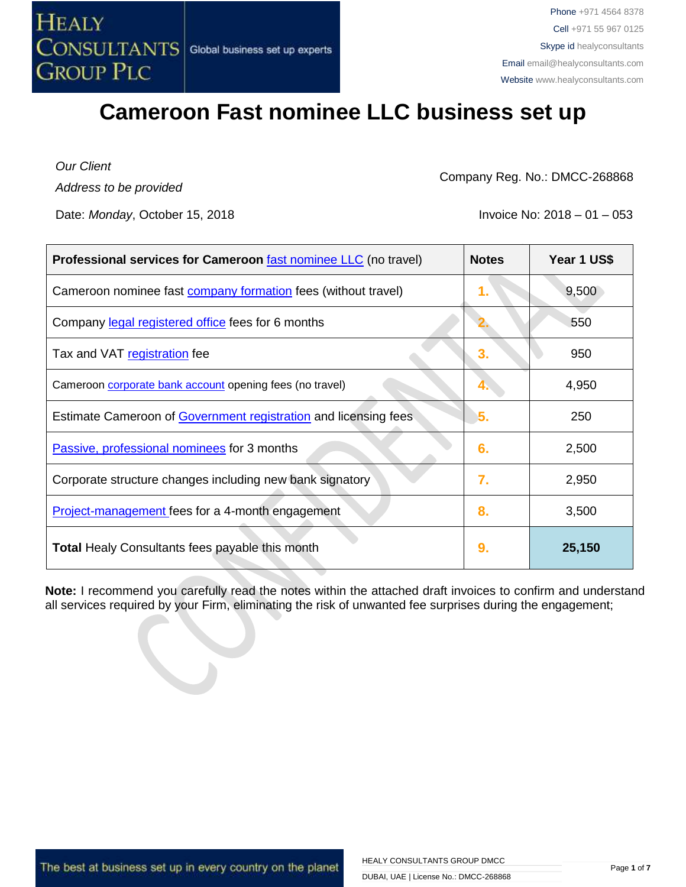# Cameroon Fast nominee LLC business set up

*Our Client*

*Address to be provided*

Company Reg. No.: DMCC-268868

Date: *Monday*, October 15, 2018

Invoice No: 2018 – 01 – 053

| Professional services for Cameroon fast nominee LLC (no travel) | Notes | Year 1 US$ |
|---|---|---|
| Cameroon nominee fast company formation fees (without travel) | 1. | 9,500 |
| Company legal registered office fees for 6 months | 2. | 550 |
| Tax and VAT registration fee | 3. | 950 |
| Cameroon corporate bank account opening fees (no travel) | 4. | 4,950 |
| Estimate Cameroon of Government registration and licensing fees | 5. | 250 |
| Passive, professional nominees for 3 months | 6. | 2,500 |
| Corporate structure changes including new bank signatory | 7. | 2,950 |
| Project-management fees for a 4-month engagement | 8. | 3,500 |
| **Total** Healy Consultants fees payable this month | 9. | **25,150** |

**Note:** I recommend you carefully read the notes within the attached draft invoices to confirm and understand all services required by your Firm, eliminating the risk of unwanted fee surprises during the engagement;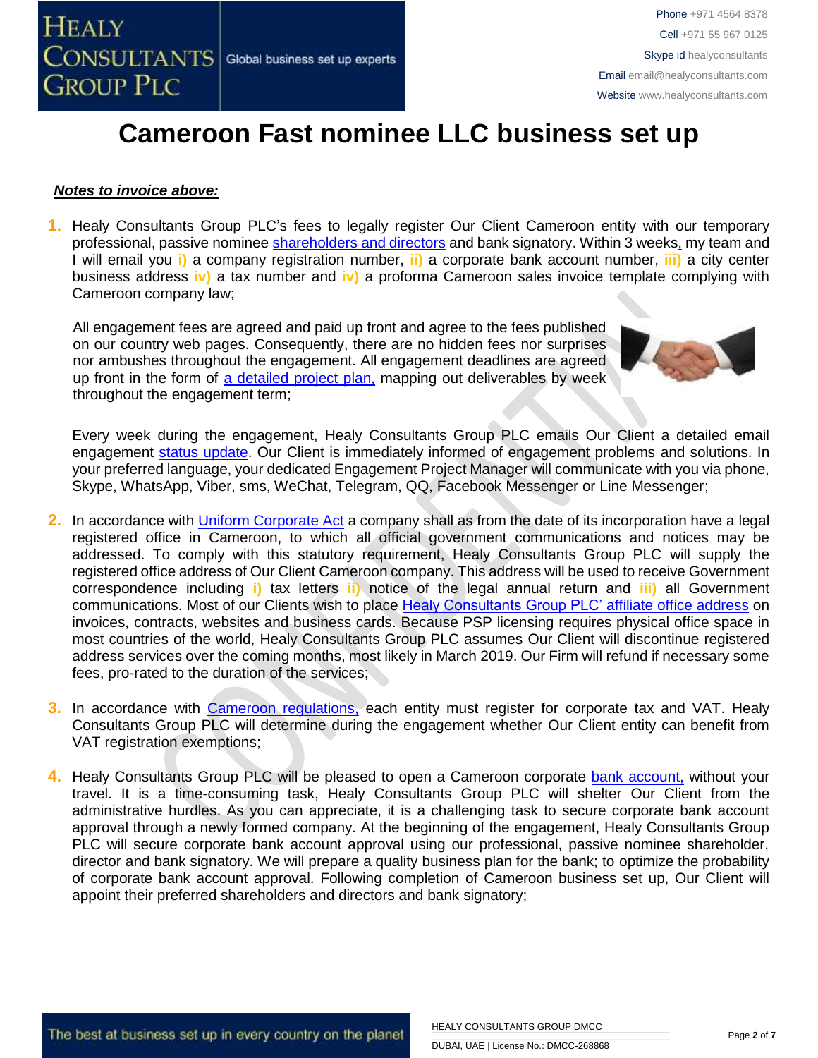# Cameroon Fast nominee LLC business set up

***Notes to invoice above:***

1. Healy Consultants Group PLC's fees to legally register Our Client Cameroon entity with our temporary professional, passive nominee shareholders and directors and bank signatory. Within 3 weeks, my team and I will email you **i)** a company registration number, **ii)** a corporate bank account number, **iii)** a city center business address **iv)** a tax number and **iv)** a proforma Cameroon sales invoice template complying with Cameroon company law;

   All engagement fees are agreed and paid up front and agree to the fees published on our country web pages. Consequently, there are no hidden fees nor surprises nor ambushes throughout the engagement. All engagement deadlines are agreed up front in the form of a detailed project plan, mapping out deliverables by week throughout the engagement term;

   Every week during the engagement, Healy Consultants Group PLC emails Our Client a detailed email engagement status update. Our Client is immediately informed of engagement problems and solutions. In your preferred language, your dedicated Engagement Project Manager will communicate with you via phone, Skype, WhatsApp, Viber, sms, WeChat, Telegram, QQ, Facebook Messenger or Line Messenger;

2. In accordance with Uniform Corporate Act a company shall as from the date of its incorporation have a legal registered office in Cameroon, to which all official government communications and notices may be addressed. To comply with this statutory requirement, Healy Consultants Group PLC will supply the registered office address of Our Client Cameroon company. This address will be used to receive Government correspondence including **i)** tax letters **ii)** notice of the legal annual return and **iii)** all Government communications. Most of our Clients wish to place Healy Consultants Group PLC' affiliate office address on invoices, contracts, websites and business cards. Because PSP licensing requires physical office space in most countries of the world, Healy Consultants Group PLC assumes Our Client will discontinue registered address services over the coming months, most likely in March 2019. Our Firm will refund if necessary some fees, pro-rated to the duration of the services;

3. In accordance with Cameroon regulations, each entity must register for corporate tax and VAT. Healy Consultants Group PLC will determine during the engagement whether Our Client entity can benefit from VAT registration exemptions;

4. Healy Consultants Group PLC will be pleased to open a Cameroon corporate bank account, without your travel. It is a time-consuming task, Healy Consultants Group PLC will shelter Our Client from the administrative hurdles. As you can appreciate, it is a challenging task to secure corporate bank account approval through a newly formed company. At the beginning of the engagement, Healy Consultants Group PLC will secure corporate bank account approval using our professional, passive nominee shareholder, director and bank signatory. We will prepare a quality business plan for the bank; to optimize the probability of corporate bank account approval. Following completion of Cameroon business set up, Our Client will appoint their preferred shareholders and directors and bank signatory;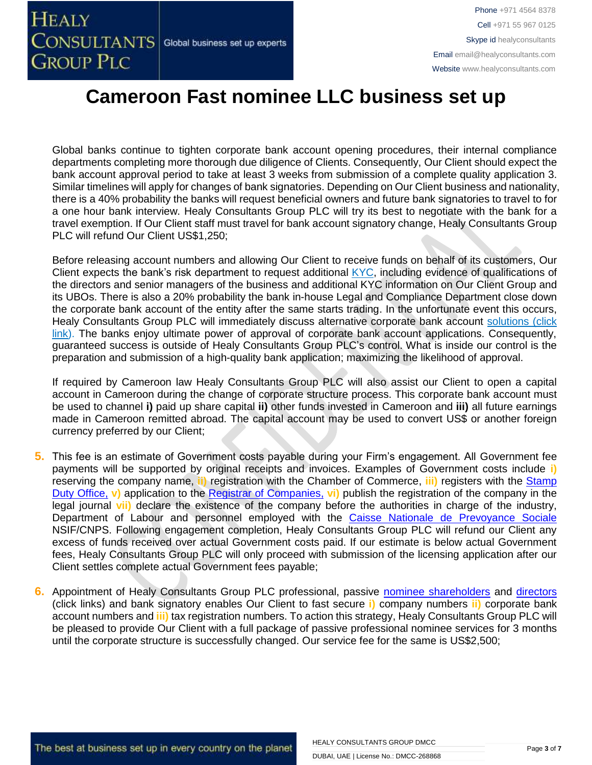# Cameroon Fast nominee LLC business set up

Global banks continue to tighten corporate bank account opening procedures, their internal compliance departments completing more thorough due diligence of Clients. Consequently, Our Client should expect the bank account approval period to take at least 3 weeks from submission of a complete quality application 3. Similar timelines will apply for changes of bank signatories. Depending on Our Client business and nationality, there is a 40% probability the banks will request beneficial owners and future bank signatories to travel to for a one hour bank interview. Healy Consultants Group PLC will try its best to negotiate with the bank for a travel exemption. If Our Client staff must travel for bank account signatory change, Healy Consultants Group PLC will refund Our Client US$1,250;

Before releasing account numbers and allowing Our Client to receive funds on behalf of its customers, Our Client expects the bank's risk department to request additional KYC, including evidence of qualifications of the directors and senior managers of the business and additional KYC information on Our Client Group and its UBOs. There is also a 20% probability the bank in-house Legal and Compliance Department close down the corporate bank account of the entity after the same starts trading. In the unfortunate event this occurs, Healy Consultants Group PLC will immediately discuss alternative corporate bank account solutions (click link). The banks enjoy ultimate power of approval of corporate bank account applications. Consequently, guaranteed success is outside of Healy Consultants Group PLC's control. What is inside our control is the preparation and submission of a high-quality bank application; maximizing the likelihood of approval.

If required by Cameroon law Healy Consultants Group PLC will also assist our Client to open a capital account in Cameroon during the change of corporate structure process. This corporate bank account must be used to channel **i)** paid up share capital **ii)** other funds invested in Cameroon and **iii)** all future earnings made in Cameroon remitted abroad. The capital account may be used to convert US$ or another foreign currency preferred by our Client;

5. This fee is an estimate of Government costs payable during your Firm's engagement. All Government fee payments will be supported by original receipts and invoices. Examples of Government costs include **i)** reserving the company name, **ii)** registration with the Chamber of Commerce, **iii)** registers with the Stamp Duty Office, **v)** application to the Registrar of Companies, **vi)** publish the registration of the company in the legal journal **vii)** declare the existence of the company before the authorities in charge of the industry, Department of Labour and personnel employed with the Caisse Nationale de Prevoyance Sociale NSIF/CNPS. Following engagement completion, Healy Consultants Group PLC will refund our Client any excess of funds received over actual Government costs paid. If our estimate is below actual Government fees, Healy Consultants Group PLC will only proceed with submission of the licensing application after our Client settles complete actual Government fees payable;

6. Appointment of Healy Consultants Group PLC professional, passive nominee shareholders and directors (click links) and bank signatory enables Our Client to fast secure **i)** company numbers **ii)** corporate bank account numbers and **iii)** tax registration numbers. To action this strategy, Healy Consultants Group PLC will be pleased to provide Our Client with a full package of passive professional nominee services for 3 months until the corporate structure is successfully changed. Our service fee for the same is US$2,500;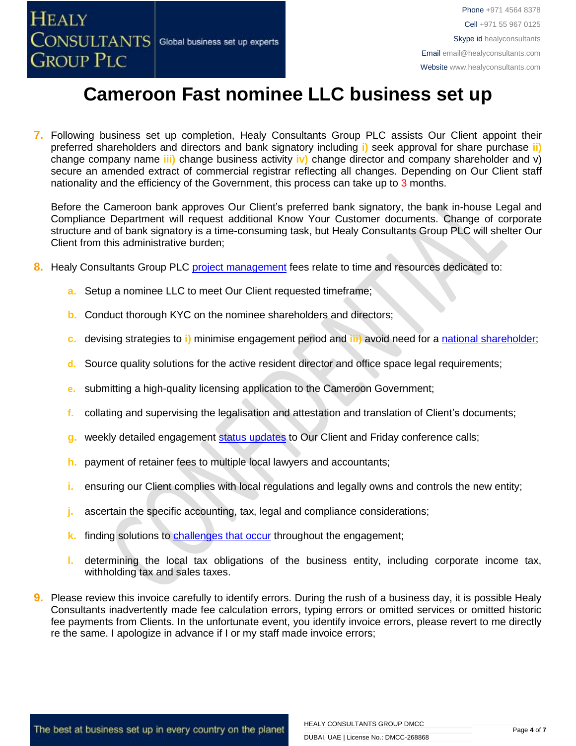# Cameroon Fast nominee LLC business set up

7. Following business set up completion, Healy Consultants Group PLC assists Our Client appoint their preferred shareholders and directors and bank signatory including i) seek approval for share purchase ii) change company name iii) change business activity iv) change director and company shareholder and v) secure an amended extract of commercial registrar reflecting all changes. Depending on Our Client staff nationality and the efficiency of the Government, this process can take up to 3 months.

   Before the Cameroon bank approves Our Client's preferred bank signatory, the bank in-house Legal and Compliance Department will request additional Know Your Customer documents. Change of corporate structure and of bank signatory is a time-consuming task, but Healy Consultants Group PLC will shelter Our Client from this administrative burden;

8. Healy Consultants Group PLC project management fees relate to time and resources dedicated to:

   a. Setup a nominee LLC to meet Our Client requested timeframe;

   b. Conduct thorough KYC on the nominee shareholders and directors;

   c. devising strategies to i) minimise engagement period and iii) avoid need for a national shareholder;

   d. Source quality solutions for the active resident director and office space legal requirements;

   e. submitting a high-quality licensing application to the Cameroon Government;

   f. collating and supervising the legalisation and attestation and translation of Client's documents;

   g. weekly detailed engagement status updates to Our Client and Friday conference calls;

   h. payment of retainer fees to multiple local lawyers and accountants;

   i. ensuring our Client complies with local regulations and legally owns and controls the new entity;

   j. ascertain the specific accounting, tax, legal and compliance considerations;

   k. finding solutions to challenges that occur throughout the engagement;

   l. determining the local tax obligations of the business entity, including corporate income tax, withholding tax and sales taxes.

9. Please review this invoice carefully to identify errors. During the rush of a business day, it is possible Healy Consultants inadvertently made fee calculation errors, typing errors or omitted services or omitted historic fee payments from Clients. In the unfortunate event, you identify invoice errors, please revert to me directly re the same. I apologize in advance if I or my staff made invoice errors;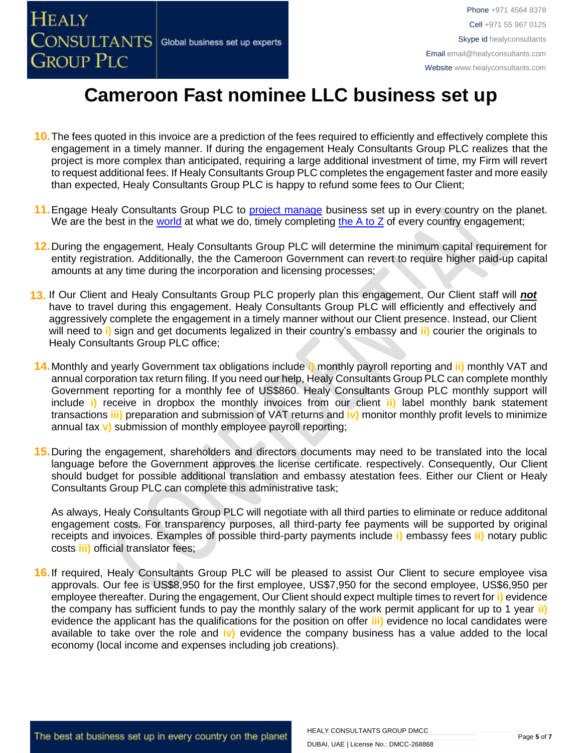# Cameroon Fast nominee LLC business set up

10. The fees quoted in this invoice are a prediction of the fees required to efficiently and effectively complete this engagement in a timely manner. If during the engagement Healy Consultants Group PLC realizes that the project is more complex than anticipated, requiring a large additional investment of time, my Firm will revert to request additional fees. If Healy Consultants Group PLC completes the engagement faster and more easily than expected, Healy Consultants Group PLC is happy to refund some fees to Our Client;

11. Engage Healy Consultants Group PLC to project manage business set up in every country on the planet. We are the best in the world at what we do, timely completing the A to Z of every country engagement;

12. During the engagement, Healy Consultants Group PLC will determine the minimum capital requirement for entity registration. Additionally, the the Cameroon Government can revert to require higher paid-up capital amounts at any time during the incorporation and licensing processes;

13. If Our Client and Healy Consultants Group PLC properly plan this engagement, Our Client staff will ***not*** have to travel during this engagement. Healy Consultants Group PLC will efficiently and effectively and aggressively complete the engagement in a timely manner without our Client presence. Instead, our Client will need to **i)** sign and get documents legalized in their country's embassy and **ii)** courier the originals to Healy Consultants Group PLC office;

14. Monthly and yearly Government tax obligations include **i)** monthly payroll reporting and **ii)** monthly VAT and annual corporation tax return filing. If you need our help, Healy Consultants Group PLC can complete monthly Government reporting for a monthly fee of US$860. Healy Consultants Group PLC monthly support will include **i)** receive in dropbox the monthly invoices from our client **ii)** label monthly bank statement transactions **iii)** preparation and submission of VAT returns and **iv)** monitor monthly profit levels to minimize annual tax **v)** submission of monthly employee payroll reporting;

15. During the engagement, shareholders and directors documents may need to be translated into the local language before the Government approves the license certificate. respectively. Consequently, Our Client should budget for possible additional translation and embassy atestation fees. Either our Client or Healy Consultants Group PLC can complete this administrative task;

    As always, Healy Consultants Group PLC will negotiate with all third parties to eliminate or reduce additonal engagement costs. For transparency purposes, all third-party fee payments will be supported by original receipts and invoices. Examples of possible third-party payments include **i)** embassy fees **ii)** notary public costs **iii)** official translator fees;

16. If required, Healy Consultants Group PLC will be pleased to assist Our Client to secure employee visa approvals. Our fee is US$8,950 for the first employee, US$7,950 for the second employee, US$6,950 per employee thereafter. During the engagement, Our Client should expect multiple times to revert for **i)** evidence the company has sufficient funds to pay the monthly salary of the work permit applicant for up to 1 year **ii)** evidence the applicant has the qualifications for the position on offer **iii)** evidence no local candidates were available to take over the role and **iv)** evidence the company business has a value added to the local economy (local income and expenses including job creations).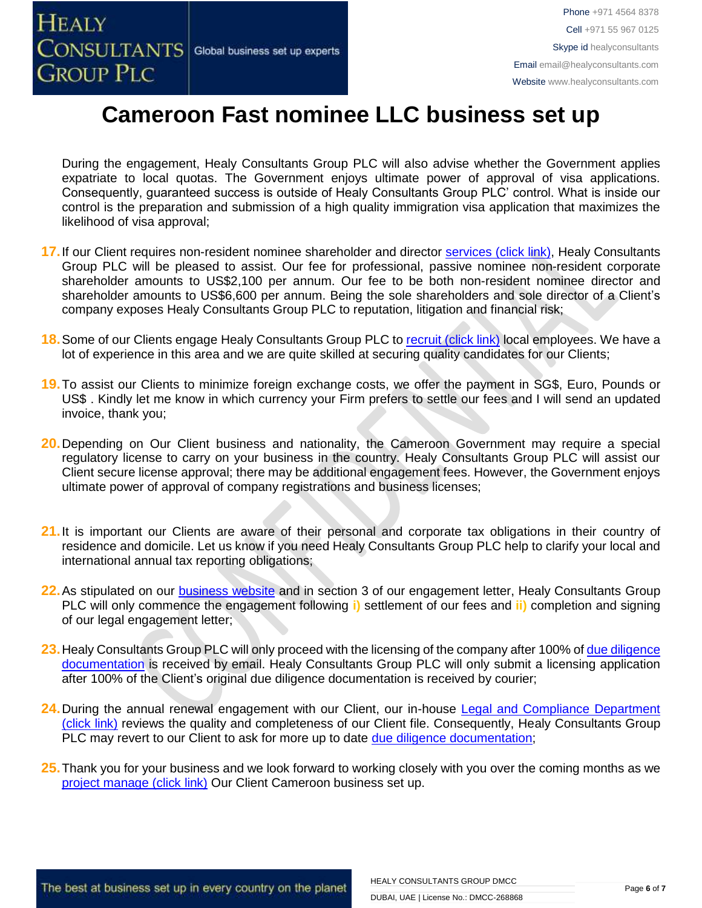# Cameroon Fast nominee LLC business set up

During the engagement, Healy Consultants Group PLC will also advise whether the Government applies expatriate to local quotas. The Government enjoys ultimate power of approval of visa applications. Consequently, guaranteed success is outside of Healy Consultants Group PLC' control. What is inside our control is the preparation and submission of a high quality immigration visa application that maximizes the likelihood of visa approval;

17. If our Client requires non-resident nominee shareholder and director services (click link), Healy Consultants Group PLC will be pleased to assist. Our fee for professional, passive nominee non-resident corporate shareholder amounts to US$2,100 per annum. Our fee to be both non-resident nominee director and shareholder amounts to US$6,600 per annum. Being the sole shareholders and sole director of a Client's company exposes Healy Consultants Group PLC to reputation, litigation and financial risk;

18. Some of our Clients engage Healy Consultants Group PLC to recruit (click link) local employees. We have a lot of experience in this area and we are quite skilled at securing quality candidates for our Clients;

19. To assist our Clients to minimize foreign exchange costs, we offer the payment in SG$, Euro, Pounds or US$ . Kindly let me know in which currency your Firm prefers to settle our fees and I will send an updated invoice, thank you;

20. Depending on Our Client business and nationality, the Cameroon Government may require a special regulatory license to carry on your business in the country. Healy Consultants Group PLC will assist our Client secure license approval; there may be additional engagement fees. However, the Government enjoys ultimate power of approval of company registrations and business licenses;

21. It is important our Clients are aware of their personal and corporate tax obligations in their country of residence and domicile. Let us know if you need Healy Consultants Group PLC help to clarify your local and international annual tax reporting obligations;

22. As stipulated on our business website and in section 3 of our engagement letter, Healy Consultants Group PLC will only commence the engagement following **i)** settlement of our fees and **ii)** completion and signing of our legal engagement letter;

23. Healy Consultants Group PLC will only proceed with the licensing of the company after 100% of due diligence documentation is received by email. Healy Consultants Group PLC will only submit a licensing application after 100% of the Client's original due diligence documentation is received by courier;

24. During the annual renewal engagement with our Client, our in-house Legal and Compliance Department (click link) reviews the quality and completeness of our Client file. Consequently, Healy Consultants Group PLC may revert to our Client to ask for more up to date due diligence documentation;

25. Thank you for your business and we look forward to working closely with you over the coming months as we project manage (click link) Our Client Cameroon business set up.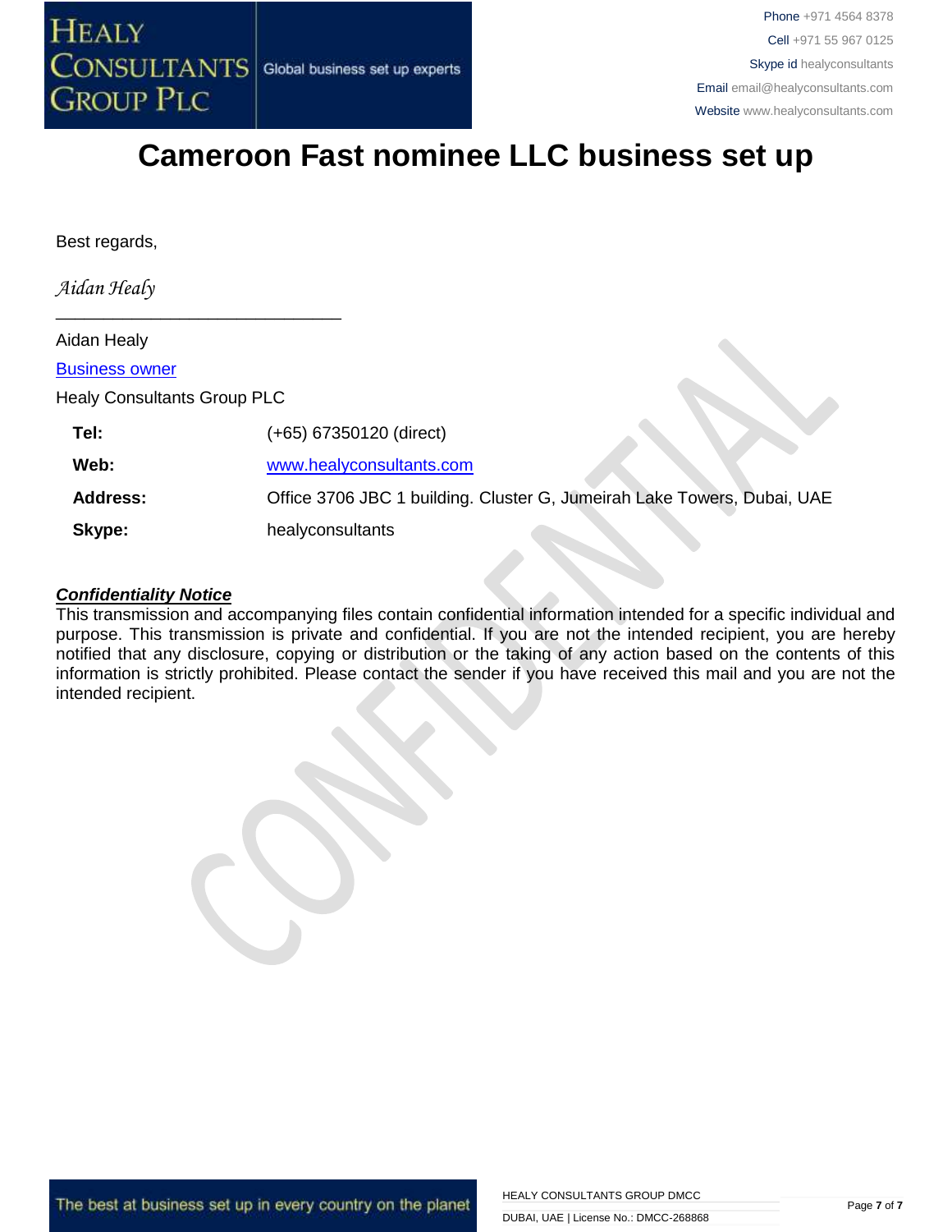# Cameroon Fast nominee LLC business set up

Best regards,

*Aidan Healy*

______________________________

Aidan Healy

Business owner

Healy Consultants Group PLC

| | |
|---|---|
| **Tel:** | (+65) 67350120 (direct) |
| **Web:** | www.healyconsultants.com |
| **Address:** | Office 3706 JBC 1 building. Cluster G, Jumeirah Lake Towers, Dubai, UAE |
| **Skype:** | healyconsultants |

***Confidentiality Notice***

This transmission and accompanying files contain confidential information intended for a specific individual and purpose. This transmission is private and confidential. If you are not the intended recipient, you are hereby notified that any disclosure, copying or distribution or the taking of any action based on the contents of this information is strictly prohibited. Please contact the sender if you have received this mail and you are not the intended recipient.